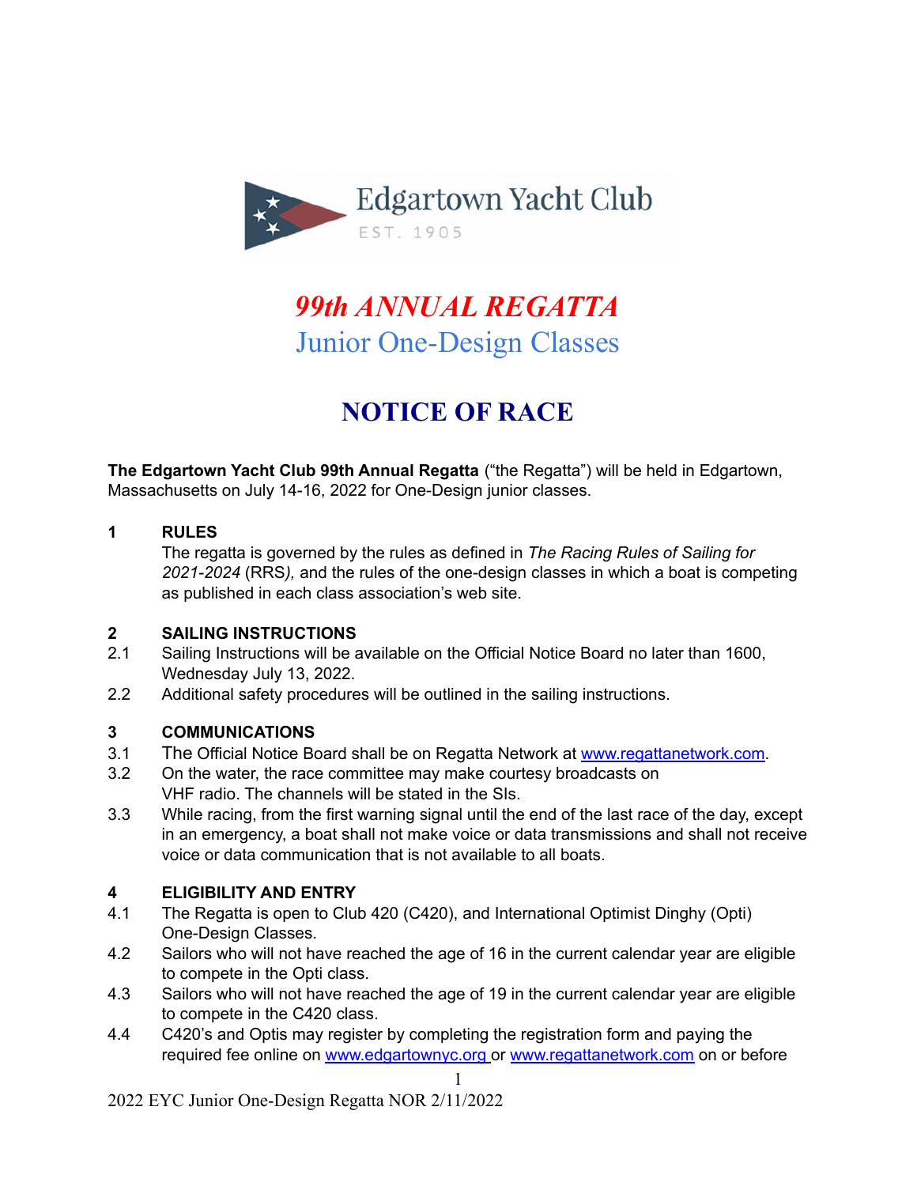Edgartown Yacht Club

EST. 1905

# *99th ANNUAL REGATTA*

## Junior One-Design Classes

# NOTICE OF RACE

**The Edgartown Yacht Club 99th Annual Regatta** ("the Regatta") will be held in Edgartown, Massachusetts on July 14-16, 2022 for One-Design junior classes.

**1 RULES**

The regatta is governed by the rules as defined in *The Racing Rules of Sailing for 2021-2024* (RRS*)*, and the rules of the one-design classes in which a boat is competing as published in each class association's web site.

**2 SAILING INSTRUCTIONS**

2.1 Sailing Instructions will be available on the Official Notice Board no later than 1600, Wednesday July 13, 2022.

2.2 Additional safety procedures will be outlined in the sailing instructions.

**3 COMMUNICATIONS**

3.1 The Official Notice Board shall be on Regatta Network at www.regattanetwork.com.

3.2 On the water, the race committee may make courtesy broadcasts on VHF radio. The channels will be stated in the SIs.

3.3 While racing, from the first warning signal until the end of the last race of the day, except in an emergency, a boat shall not make voice or data transmissions and shall not receive voice or data communication that is not available to all boats.

**4 ELIGIBILITY AND ENTRY**

4.1 The Regatta is open to Club 420 (C420), and International Optimist Dinghy (Opti) One-Design Classes.

4.2 Sailors who will not have reached the age of 16 in the current calendar year are eligible to compete in the Opti class.

4.3 Sailors who will not have reached the age of 19 in the current calendar year are eligible to compete in the C420 class.

4.4 C420's and Optis may register by completing the registration form and paying the required fee online on www.edgartownyc.org or www.regattanetwork.com on or before

2022 EYC Junior One-Design Regatta NOR 2/11/2022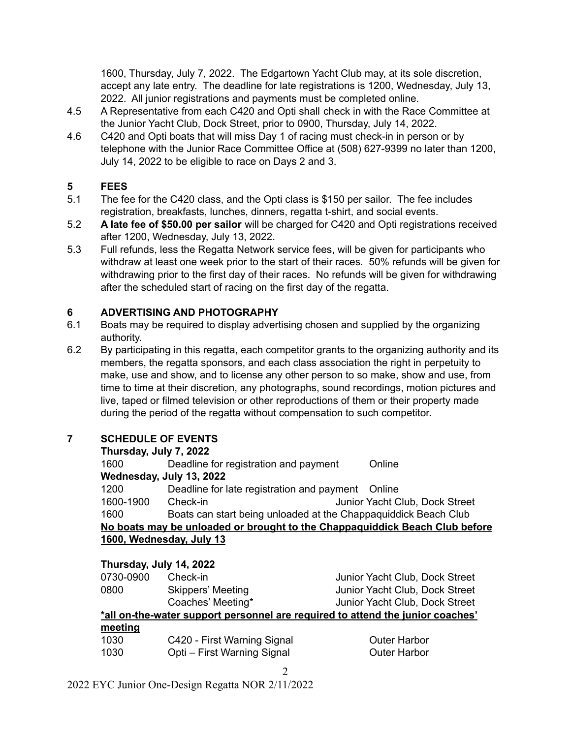1600, Thursday, July 7, 2022. The Edgartown Yacht Club may, at its sole discretion, accept any late entry. The deadline for late registrations is 1200, Wednesday, July 13, 2022. All junior registrations and payments must be completed online.

4.5 A Representative from each C420 and Opti shall check in with the Race Committee at the Junior Yacht Club, Dock Street, prior to 0900, Thursday, July 14, 2022.

4.6 C420 and Opti boats that will miss Day 1 of racing must check-in in person or by telephone with the Junior Race Committee Office at (508) 627-9399 no later than 1200, July 14, 2022 to be eligible to race on Days 2 and 3.

## 5 FEES

5.1 The fee for the C420 class, and the Opti class is $150 per sailor. The fee includes registration, breakfasts, lunches, dinners, regatta t-shirt, and social events.

5.2 **A late fee of $50.00 per sailor** will be charged for C420 and Opti registrations received after 1200, Wednesday, July 13, 2022.

5.3 Full refunds, less the Regatta Network service fees, will be given for participants who withdraw at least one week prior to the start of their races. 50% refunds will be given for withdrawing prior to the first day of their races. No refunds will be given for withdrawing after the scheduled start of racing on the first day of the regatta.

## 6 ADVERTISING AND PHOTOGRAPHY

6.1 Boats may be required to display advertising chosen and supplied by the organizing authority.

6.2 By participating in this regatta, each competitor grants to the organizing authority and its members, the regatta sponsors, and each class association the right in perpetuity to make, use and show, and to license any other person to so make, show and use, from time to time at their discretion, any photographs, sound recordings, motion pictures and live, taped or filmed television or other reproductions of them or their property made during the period of the regatta without compensation to such competitor.

## 7 SCHEDULE OF EVENTS

**Thursday, July 7, 2022**

| | | |
|---|---|---|
| 1600 | Deadline for registration and payment | Online |

**Wednesday, July 13, 2022**

| | | |
|---|---|---|
| 1200 | Deadline for late registration and payment | Online |
| 1600-1900 | Check-in | Junior Yacht Club, Dock Street |
| 1600 | Boats can start being unloaded at the Chappaquiddick Beach Club | |

**No boats may be unloaded or brought to the Chappaquiddick Beach Club before 1600, Wednesday, July 13**

**Thursday, July 14, 2022**

| | | |
|---|---|---|
| 0730-0900 | Check-in | Junior Yacht Club, Dock Street |
| 0800 | Skippers' Meeting | Junior Yacht Club, Dock Street |
| | Coaches' Meeting* | Junior Yacht Club, Dock Street |

**\*all on-the-water support personnel are required to attend the junior coaches' meeting**

| | | |
|---|---|---|
| 1030 | C420 - First Warning Signal | Outer Harbor |
| 1030 | Opti – First Warning Signal | Outer Harbor |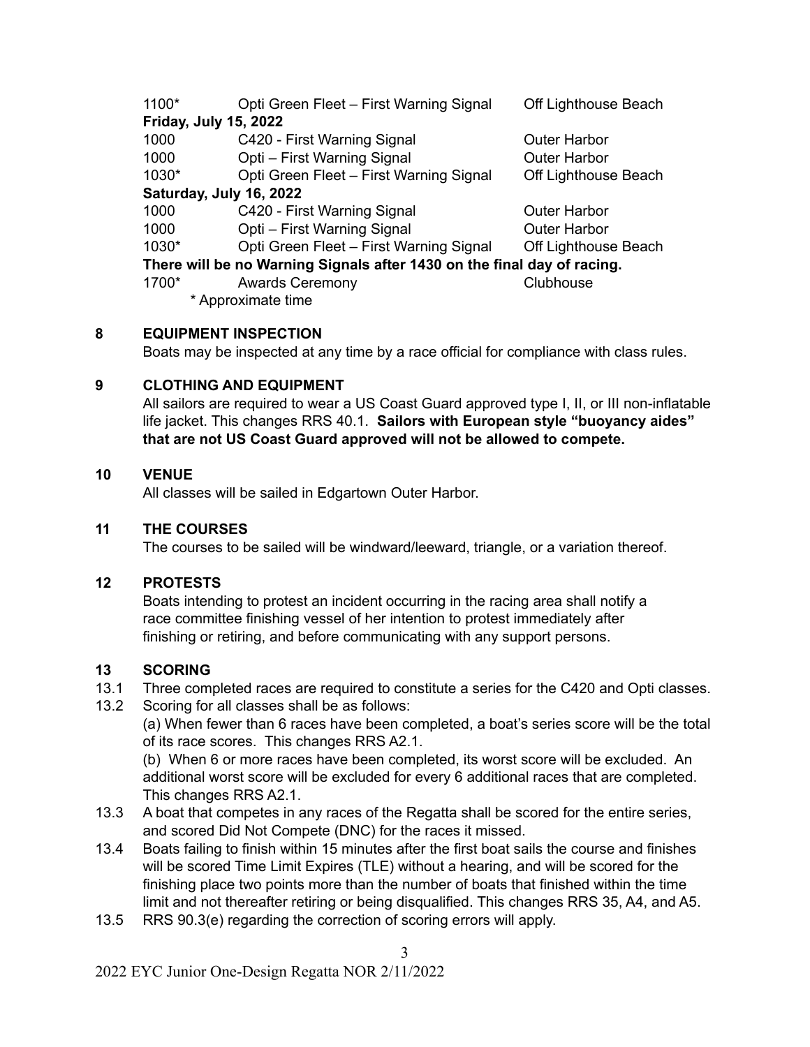| | | |
|---|---|---|
| 1100* | Opti Green Fleet – First Warning Signal | Off Lighthouse Beach |
| **Friday, July 15, 2022** | | |
| 1000 | C420 - First Warning Signal | Outer Harbor |
| 1000 | Opti – First Warning Signal | Outer Harbor |
| 1030* | Opti Green Fleet – First Warning Signal | Off Lighthouse Beach |
| **Saturday, July 16, 2022** | | |
| 1000 | C420 - First Warning Signal | Outer Harbor |
| 1000 | Opti – First Warning Signal | Outer Harbor |
| 1030* | Opti Green Fleet – First Warning Signal | Off Lighthouse Beach |
| **There will be no Warning Signals after 1430 on the final day of racing.** | | |
| 1700* | Awards Ceremony | Clubhouse |

\* Approximate time

## 8 EQUIPMENT INSPECTION

Boats may be inspected at any time by a race official for compliance with class rules.

## 9 CLOTHING AND EQUIPMENT

All sailors are required to wear a US Coast Guard approved type I, II, or III non-inflatable life jacket. This changes RRS 40.1. **Sailors with European style "buoyancy aides" that are not US Coast Guard approved will not be allowed to compete.**

## 10 VENUE

All classes will be sailed in Edgartown Outer Harbor.

## 11 THE COURSES

The courses to be sailed will be windward/leeward, triangle, or a variation thereof.

## 12 PROTESTS

Boats intending to protest an incident occurring in the racing area shall notify a race committee finishing vessel of her intention to protest immediately after finishing or retiring, and before communicating with any support persons.

## 13 SCORING

13.1 Three completed races are required to constitute a series for the C420 and Opti classes.

13.2 Scoring for all classes shall be as follows:

(a) When fewer than 6 races have been completed, a boat's series score will be the total of its race scores. This changes RRS A2.1.

(b) When 6 or more races have been completed, its worst score will be excluded. An additional worst score will be excluded for every 6 additional races that are completed. This changes RRS A2.1.

13.3 A boat that competes in any races of the Regatta shall be scored for the entire series, and scored Did Not Compete (DNC) for the races it missed.

13.4 Boats failing to finish within 15 minutes after the first boat sails the course and finishes will be scored Time Limit Expires (TLE) without a hearing, and will be scored for the finishing place two points more than the number of boats that finished within the time limit and not thereafter retiring or being disqualified. This changes RRS 35, A4, and A5.

13.5 RRS 90.3(e) regarding the correction of scoring errors will apply.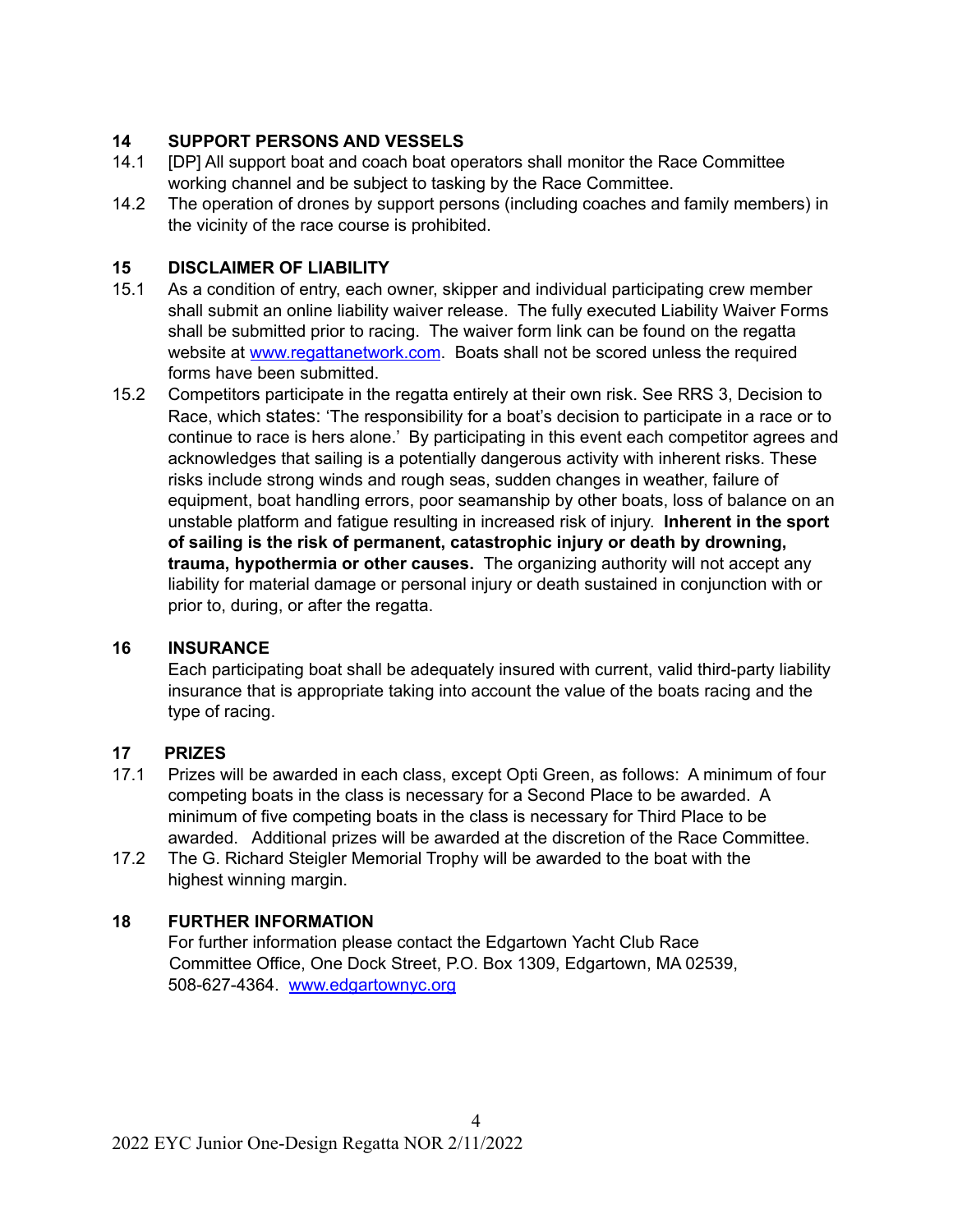## 14 SUPPORT PERSONS AND VESSELS

14.1 [DP] All support boat and coach boat operators shall monitor the Race Committee working channel and be subject to tasking by the Race Committee.

14.2 The operation of drones by support persons (including coaches and family members) in the vicinity of the race course is prohibited.

## 15 DISCLAIMER OF LIABILITY

15.1 As a condition of entry, each owner, skipper and individual participating crew member shall submit an online liability waiver release. The fully executed Liability Waiver Forms shall be submitted prior to racing. The waiver form link can be found on the regatta website at www.regattanetwork.com. Boats shall not be scored unless the required forms have been submitted.

15.2 Competitors participate in the regatta entirely at their own risk. See RRS 3, Decision to Race, which states: 'The responsibility for a boat's decision to participate in a race or to continue to race is hers alone.' By participating in this event each competitor agrees and acknowledges that sailing is a potentially dangerous activity with inherent risks. These risks include strong winds and rough seas, sudden changes in weather, failure of equipment, boat handling errors, poor seamanship by other boats, loss of balance on an unstable platform and fatigue resulting in increased risk of injury. **Inherent in the sport of sailing is the risk of permanent, catastrophic injury or death by drowning, trauma, hypothermia or other causes.** The organizing authority will not accept any liability for material damage or personal injury or death sustained in conjunction with or prior to, during, or after the regatta.

## 16 INSURANCE

Each participating boat shall be adequately insured with current, valid third-party liability insurance that is appropriate taking into account the value of the boats racing and the type of racing.

## 17 PRIZES

17.1 Prizes will be awarded in each class, except Opti Green, as follows: A minimum of four competing boats in the class is necessary for a Second Place to be awarded. A minimum of five competing boats in the class is necessary for Third Place to be awarded. Additional prizes will be awarded at the discretion of the Race Committee.

17.2 The G. Richard Steigler Memorial Trophy will be awarded to the boat with the highest winning margin.

## 18 FURTHER INFORMATION

For further information please contact the Edgartown Yacht Club Race Committee Office, One Dock Street, P.O. Box 1309, Edgartown, MA 02539, 508-627-4364. www.edgartownyc.org